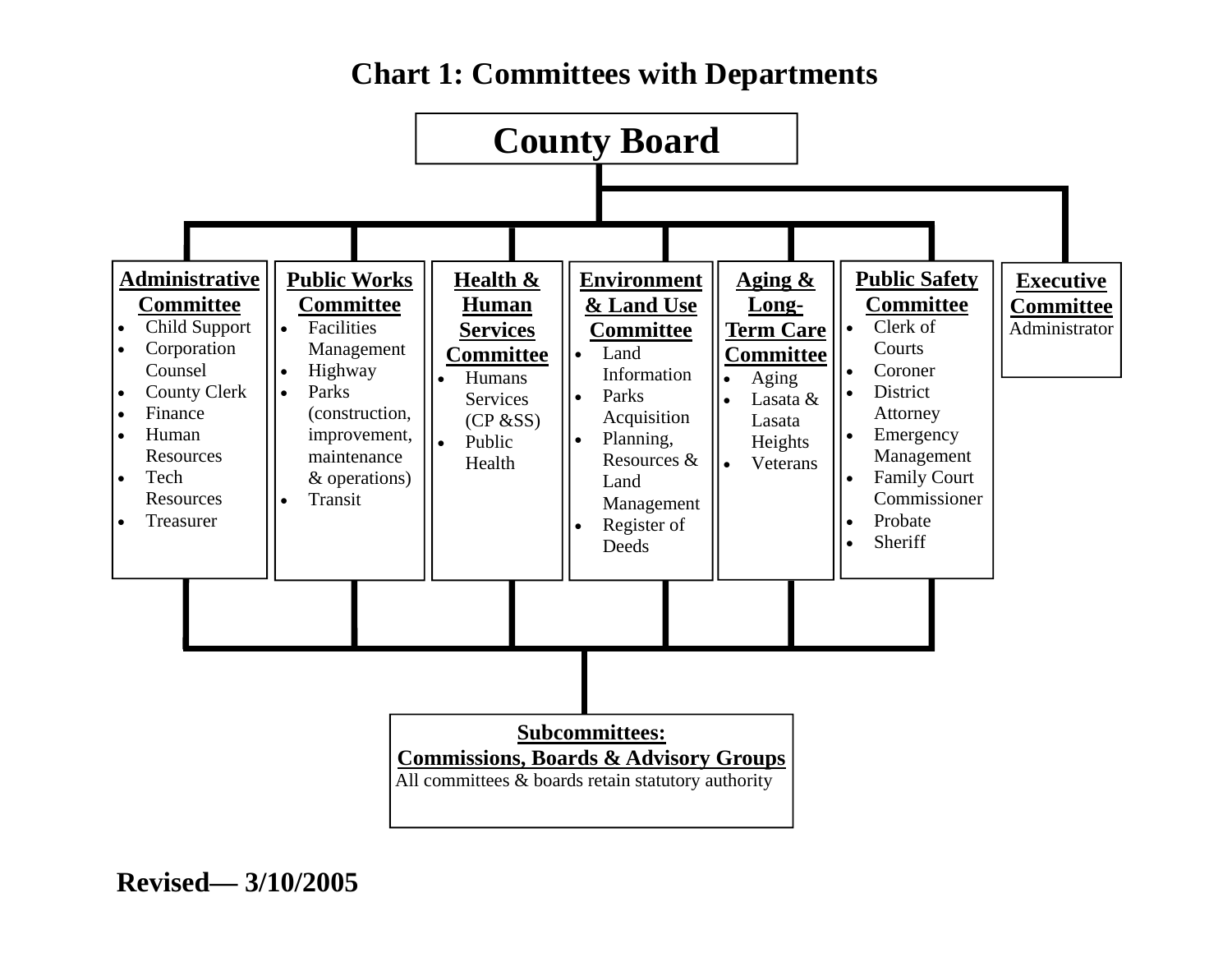# Chart 1: Committees with Departments

## County Board

**Administrative Committee**
- Child Support
- Corporation Counsel
- County Clerk
- Finance
- Human Resources
- Tech Resources
- Treasurer

**Public Works Committee**
- Facilities Management
- Highway
- Parks (construction, improvement, maintenance & operations)
- Transit

**Health & Human Services Committee**
- Humans Services (CP &SS)
- Public Health

**Environment & Land Use Committee**
- Land Information
- Parks Acquisition
- Planning, Resources & Land Management
- Register of Deeds

**Aging & Long-Term Care Committee**
- Aging
- Lasata & Lasata Heights
- Veterans

**Public Safety Committee**
- Clerk of Courts
- Coroner
- District Attorney
- Emergency Management
- Family Court Commissioner
- Probate
- Sheriff

**Executive Committee**
Administrator

**Subcommittees: Commissions, Boards & Advisory Groups**
All committees & boards retain statutory authority

**Revised— 3/10/2005**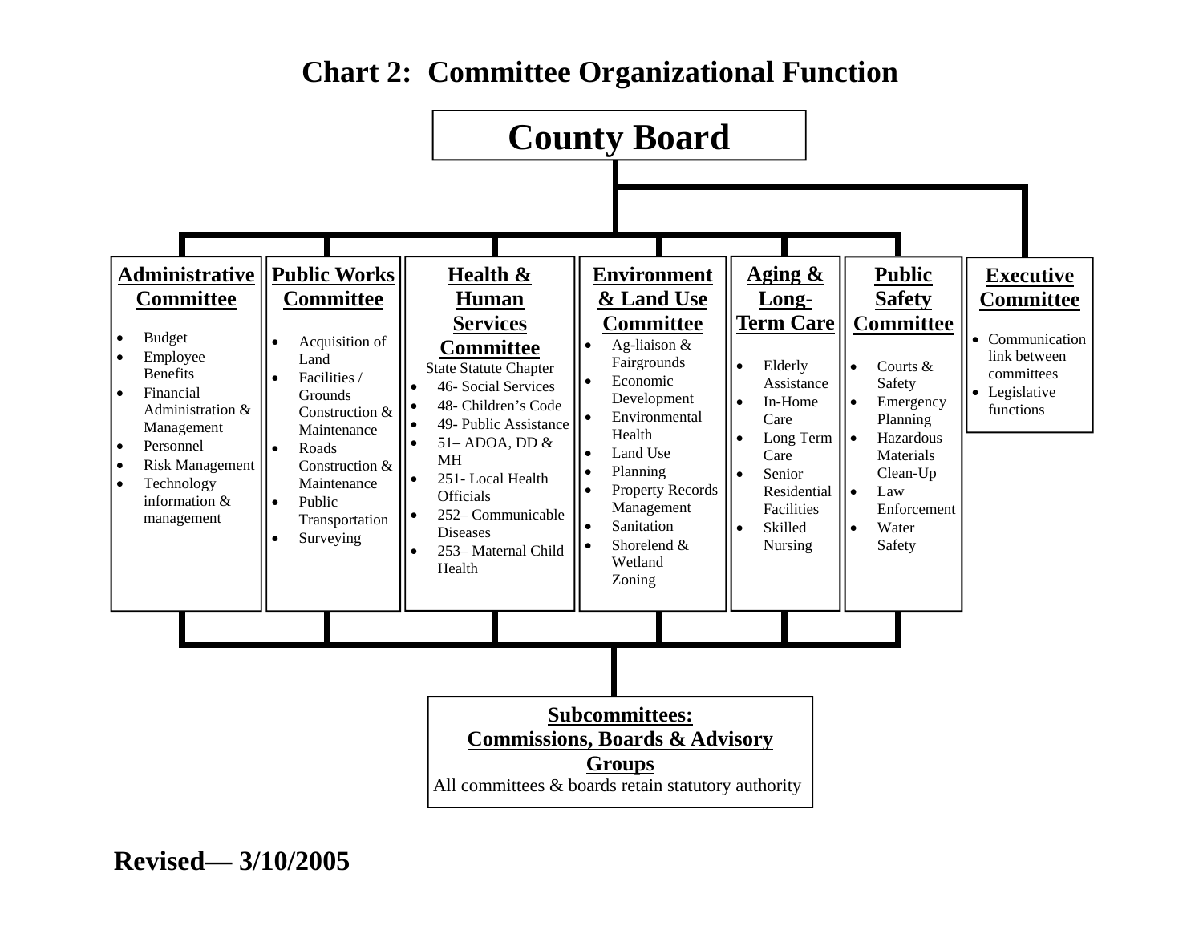# Chart 2: Committee Organizational Function

## County Board

### Administrative Committee

- Budget
- Employee Benefits
- Financial Administration & Management
- Personnel
- Risk Management
- Technology information & management

### Public Works Committee

- Acquisition of Land
- Facilities / Grounds Construction & Maintenance
- Roads Construction & Maintenance
- Public Transportation
- Surveying

### Health & Human Services Committee

State Statute Chapter

- 46- Social Services
- 48- Children's Code
- 49- Public Assistance
- 51– ADOA, DD & MH
- 251- Local Health Officials
- 252– Communicable Diseases
- 253– Maternal Child Health

### Environment & Land Use Committee

- Ag-liaison & Fairgrounds
- Economic Development
- Environmental Health
- Land Use
- Planning
- Property Records Management
- Sanitation
- Shorelend & Wetland Zoning

### Aging & Long-Term Care

- Elderly Assistance
- In-Home Care
- Long Term Care
- Senior Residential Facilities
- Skilled Nursing

### Public Safety Committee

- Courts & Safety
- Emergency Planning
- Hazardous Materials Clean-Up
- Law Enforcement
- Water Safety

### Executive Committee

- Communication link between committees
- Legislative functions

### Subcommittees: Commissions, Boards & Advisory Groups

All committees & boards retain statutory authority

**Revised— 3/10/2005**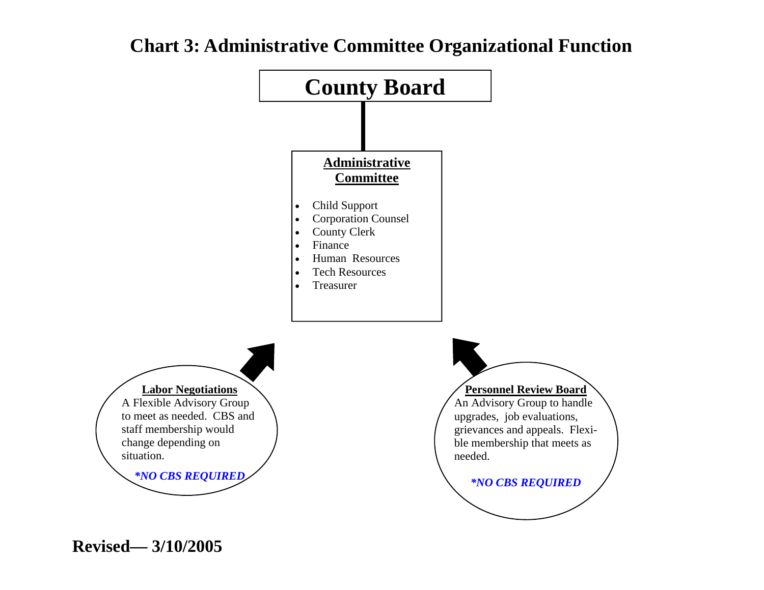# Chart 3: Administrative Committee Organizational Function

## County Board

**Administrative Committee**

- Child Support
- Corporation Counsel
- County Clerk
- Finance
- Human Resources
- Tech Resources
- Treasurer

**Labor Negotiations**
A Flexible Advisory Group to meet as needed. CBS and staff membership would change depending on situation.

***NO CBS REQUIRED**

**Personnel Review Board**
An Advisory Group to handle upgrades, job evaluations, grievances and appeals. Flexible membership that meets as needed.

***NO CBS REQUIRED**

**Revised— 3/10/2005**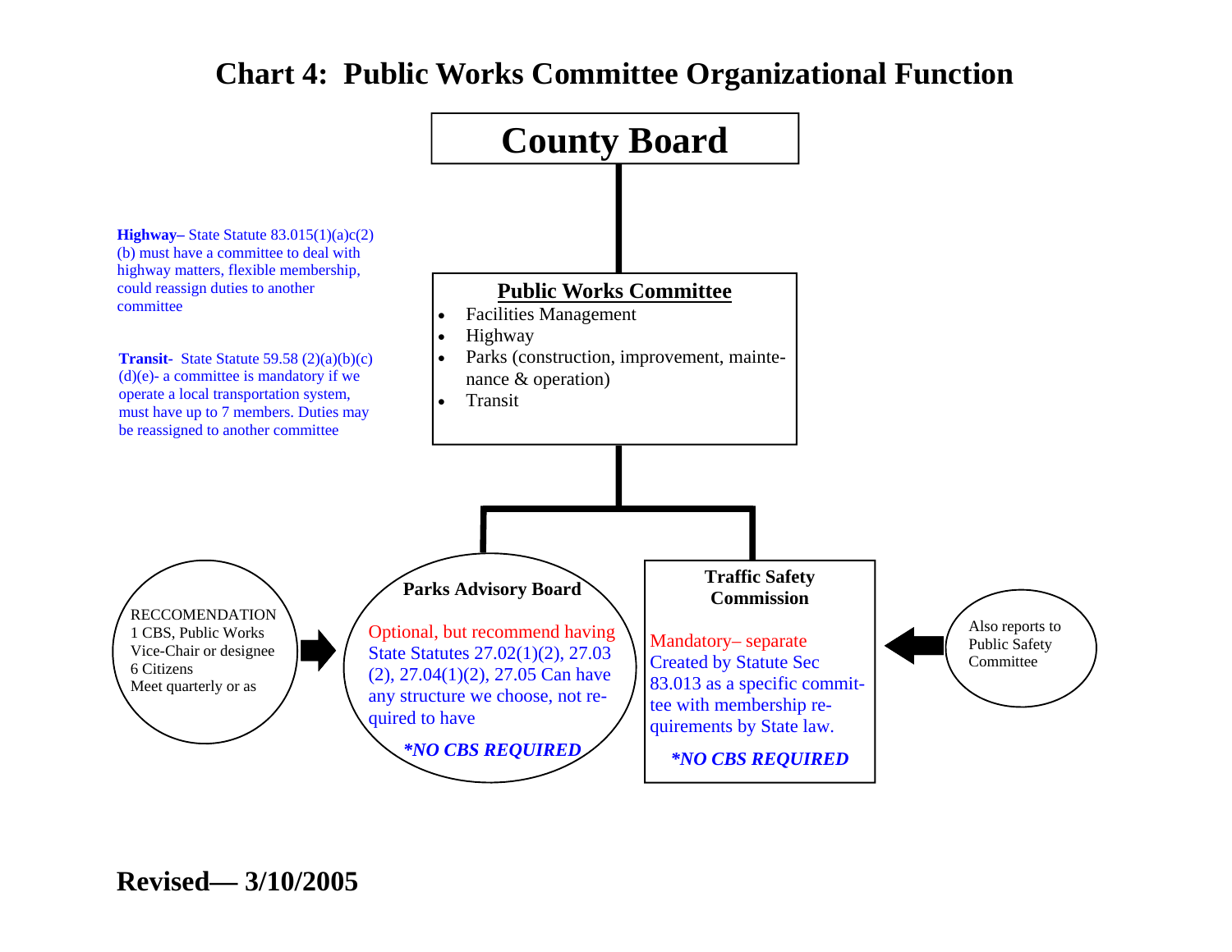# Chart 4: Public Works Committee Organizational Function

**County Board**

**Highway**– State Statute 83.015(1)(a)c(2)(b) must have a committee to deal with highway matters, flexible membership, could reassign duties to another committee

**Transit**- State Statute 59.58 (2)(a)(b)(c)(d)(e)- a committee is mandatory if we operate a local transportation system, must have up to 7 members. Duties may be reassigned to another committee

**Public Works Committee**

- Facilities Management
- Highway
- Parks (construction, improvement, maintenance & operation)
- Transit

RECCOMENDATION
1 CBS, Public Works Vice-Chair or designee
6 Citizens
Meet quarterly or as

**Parks Advisory Board**

Optional, but recommend having State Statutes 27.02(1)(2), 27.03 (2), 27.04(1)(2), 27.05 Can have any structure we choose, not required to have

***NO CBS REQUIRED***

**Traffic Safety Commission**

Mandatory– separate Created by Statute Sec 83.013 as a specific committee with membership requirements by State law.

***NO CBS REQUIRED***

Also reports to Public Safety Committee

**Revised— 3/10/2005**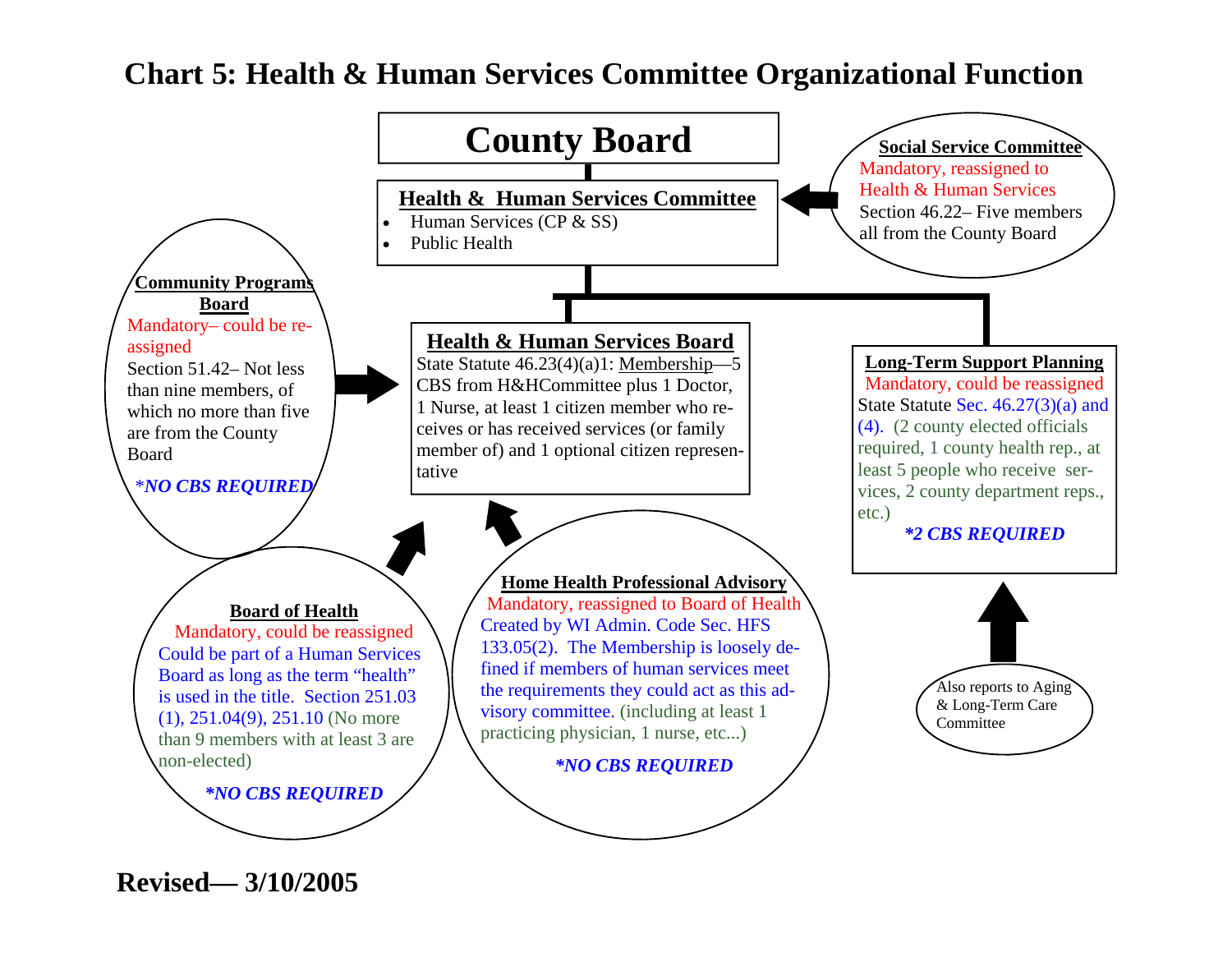# Chart 5: Health & Human Services Committee Organizational Function

## County Board

**Health & Human Services Committee**

- Human Services (CP & SS)
- Public Health

**Social Service Committee**

Mandatory, reassigned to Health & Human Services

Section 46.22– Five members all from the County Board

**Community Programs Board**

Mandatory– could be re-assigned

Section 51.42– Not less than nine members, of which no more than five are from the County Board

****NO CBS REQUIRED***

**Health & Human Services Board**

State Statute 46.23(4)(a)1: Membership—5 CBS from H&HCommittee plus 1 Doctor, 1 Nurse, at least 1 citizen member who receives or has received services (or family member of) and 1 optional citizen representative

**Long-Term Support Planning**

Mandatory, could be reassigned

State Statute Sec. 46.27(3)(a) and (4). (2 county elected officials required, 1 county health rep., at least 5 people who receive services, 2 county department reps., etc.)

****2 CBS REQUIRED***

Also reports to Aging & Long-Term Care Committee

**Board of Health**

Mandatory, could be reassigned

Could be part of a Human Services Board as long as the term "health" is used in the title. Section 251.03 (1), 251.04(9), 251.10 (No more than 9 members with at least 3 are non-elected)

****NO CBS REQUIRED***

**Home Health Professional Advisory**

Mandatory, reassigned to Board of Health

Created by WI Admin. Code Sec. HFS 133.05(2). The Membership is loosely defined if members of human services meet the requirements they could act as this advisory committee. (including at least 1 practicing physician, 1 nurse, etc...)

****NO CBS REQUIRED***

**Revised— 3/10/2005**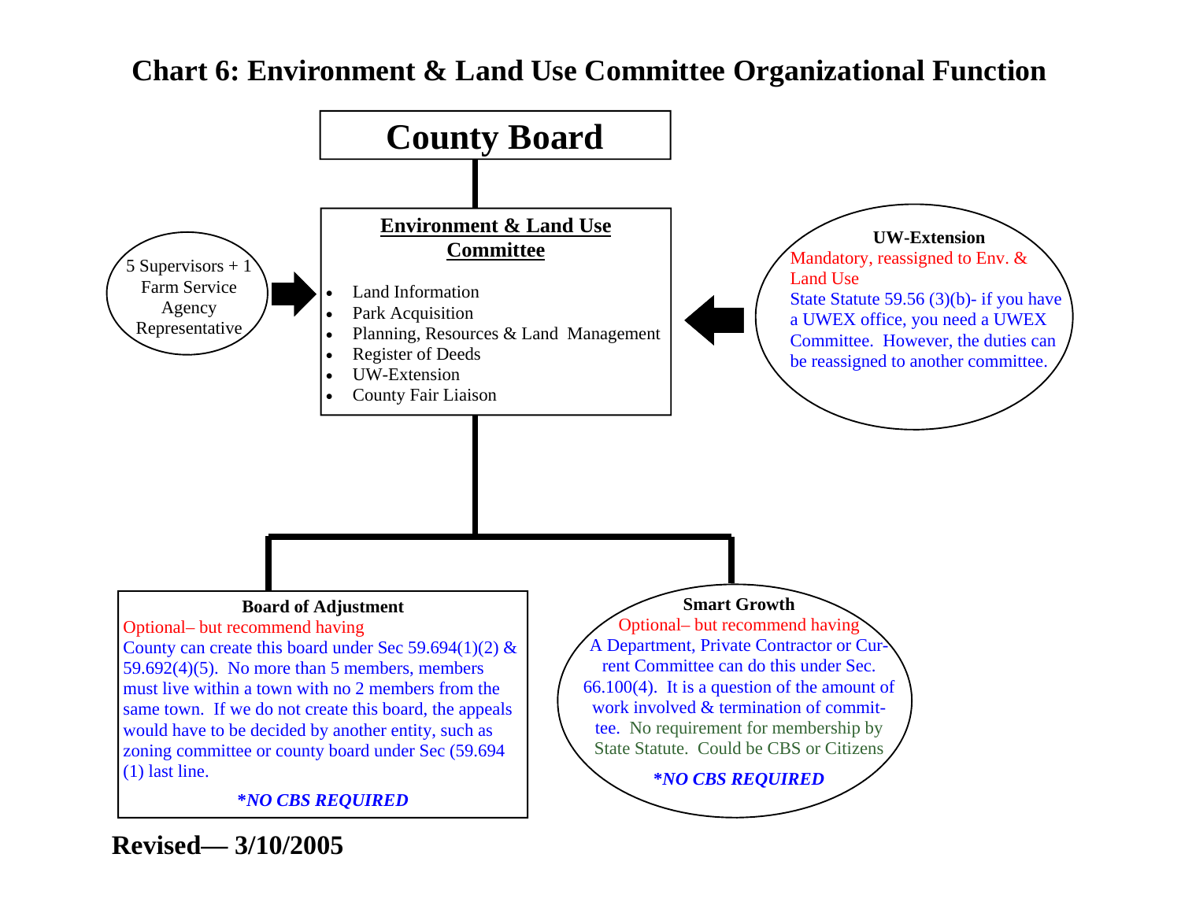# Chart 6: Environment & Land Use Committee Organizational Function

## County Board

### Environment & Land Use Committee

- Land Information
- Park Acquisition
- Planning, Resources & Land Management
- Register of Deeds
- UW-Extension
- County Fair Liaison

**Membership:** 5 Supervisors + 1 Farm Service Agency Representative

**UW-Extension**

Mandatory, reassigned to Env. & Land Use

State Statute 59.56 (3)(b)- if you have a UWEX office, you need a UWEX Committee. However, the duties can be reassigned to another committee.

---

**Board of Adjustment**

Optional– but recommend having

County can create this board under Sec 59.694(1)(2) & 59.692(4)(5). No more than 5 members, members must live within a town with no 2 members from the same town. If we do not create this board, the appeals would have to be decided by another entity, such as zoning committee or county board under Sec (59.694 (1) last line.

***NO CBS REQUIRED***

**Smart Growth**

Optional– but recommend having

A Department, Private Contractor or Current Committee can do this under Sec. 66.100(4). It is a question of the amount of work involved & termination of committee. No requirement for membership by State Statute. Could be CBS or Citizens

***NO CBS REQUIRED***

**Revised— 3/10/2005**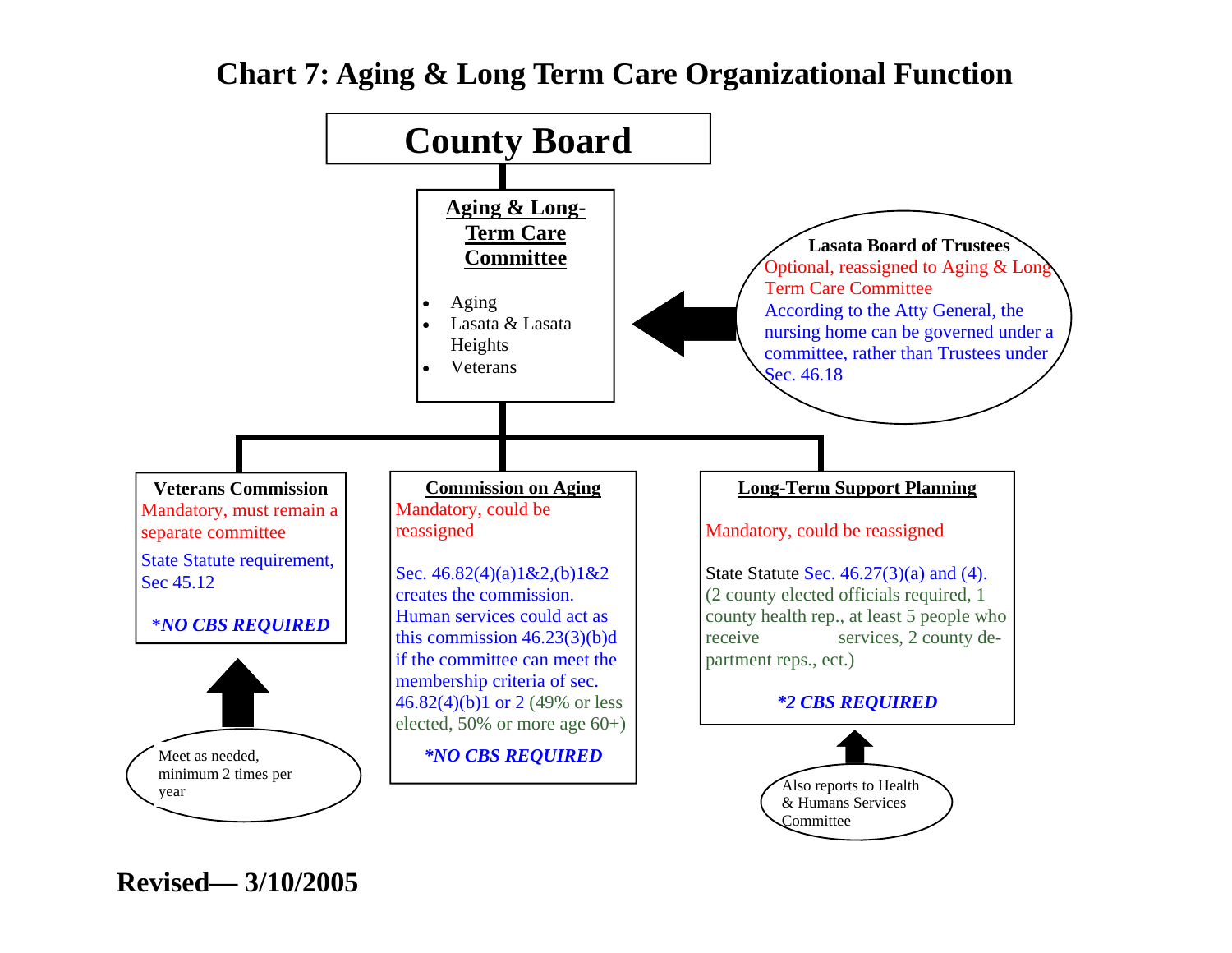# Chart 7: Aging & Long Term Care Organizational Function

## County Board

### Aging & Long-Term Care Committee

- Aging
- Lasata & Lasata Heights
- Veterans

**Lasata Board of Trustees**

Optional, reassigned to Aging & Long Term Care Committee

According to the Atty General, the nursing home can be governed under a committee, rather than Trustees under Sec. 46.18

---

**Veterans Commission**

Mandatory, must remain a separate committee

State Statute requirement, Sec 45.12

***NO CBS REQUIRED***

Meet as needed, minimum 2 times per year

---

**Commission on Aging**

Mandatory, could be reassigned

Sec. 46.82(4)(a)1&2,(b)1&2 creates the commission. Human services could act as this commission 46.23(3)(b)d if the committee can meet the membership criteria of sec. 46.82(4)(b)1 or 2 (49% or less elected, 50% or more age 60+)

***NO CBS REQUIRED***

---

**Long-Term Support Planning**

Mandatory, could be reassigned

State Statute Sec. 46.27(3)(a) and (4). (2 county elected officials required, 1 county health rep., at least 5 people who receive services, 2 county department reps., ect.)

***2 CBS REQUIRED***

Also reports to Health & Humans Services Committee

---

**Revised— 3/10/2005**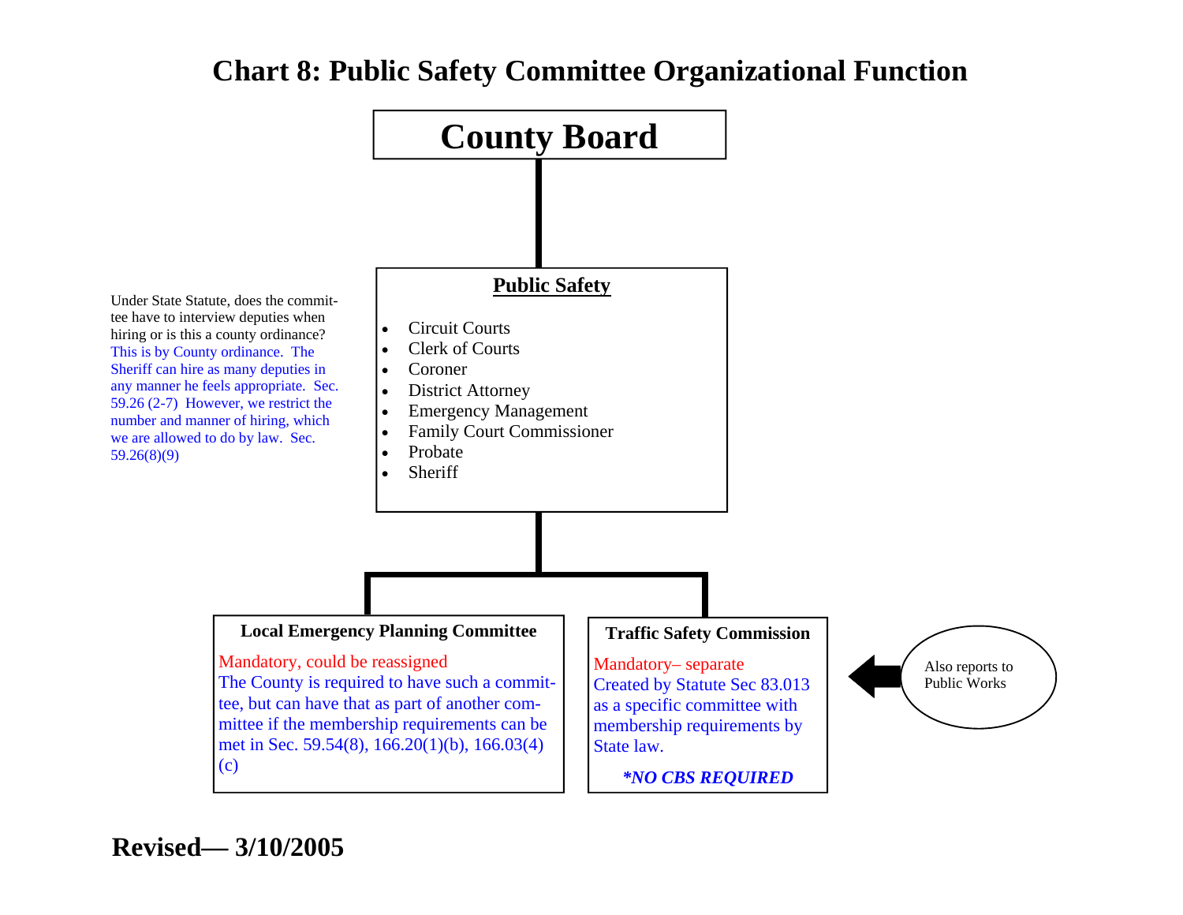# Chart 8: Public Safety Committee Organizational Function

## County Board

Under State Statute, does the committee have to interview deputies when hiring or is this a county ordinance? This is by County ordinance. The Sheriff can hire as many deputies in any manner he feels appropriate. Sec. 59.26 (2-7) However, we restrict the number and manner of hiring, which we are allowed to do by law. Sec. 59.26(8)(9)

### Public Safety

- Circuit Courts
- Clerk of Courts
- Coroner
- District Attorney
- Emergency Management
- Family Court Commissioner
- Probate
- Sheriff

### Local Emergency Planning Committee

Mandatory, could be reassigned

The County is required to have such a committee, but can have that as part of another committee if the membership requirements can be met in Sec. 59.54(8), 166.20(1)(b), 166.03(4)(c)

### Traffic Safety Commission

Mandatory– separate

Created by Statute Sec 83.013 as a specific committee with membership requirements by State law.

***NO CBS REQUIRED**

Also reports to Public Works

**Revised— 3/10/2005**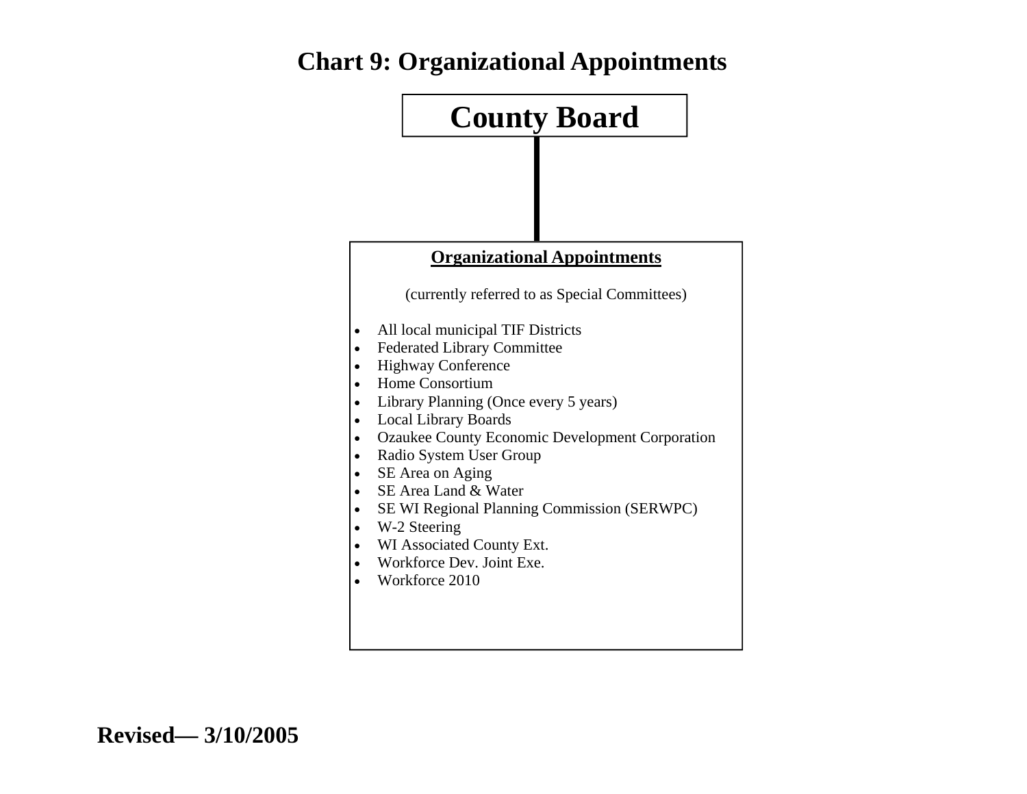# Chart 9: Organizational Appointments

**County Board**

**Organizational Appointments**

(currently referred to as Special Committees)

- All local municipal TIF Districts
- Federated Library Committee
- Highway Conference
- Home Consortium
- Library Planning (Once every 5 years)
- Local Library Boards
- Ozaukee County Economic Development Corporation
- Radio System User Group
- SE Area on Aging
- SE Area Land & Water
- SE WI Regional Planning Commission (SERWPC)
- W-2 Steering
- WI Associated County Ext.
- Workforce Dev. Joint Exe.
- Workforce 2010

**Revised— 3/10/2005**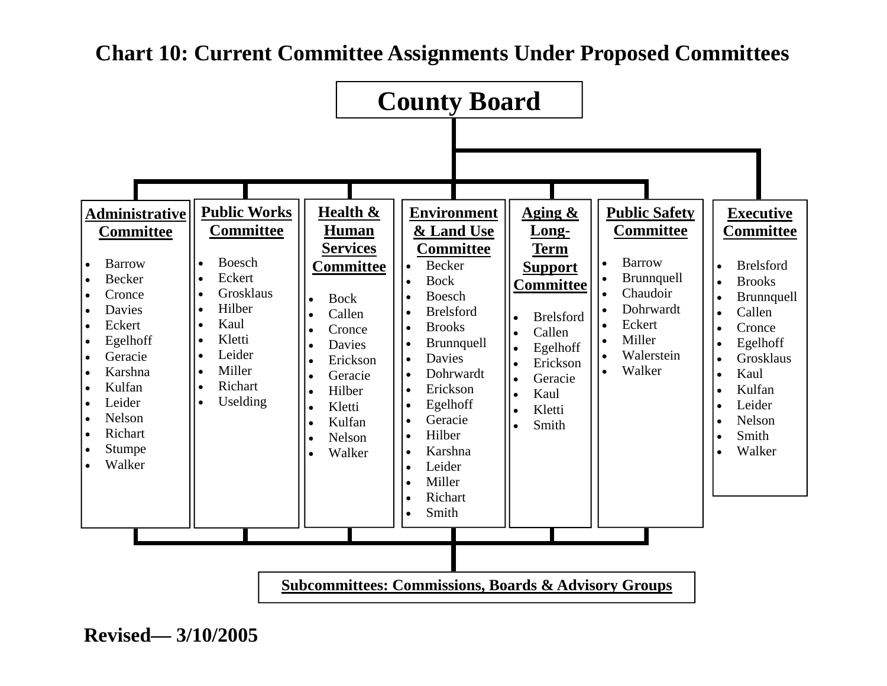# Chart 10: Current Committee Assignments Under Proposed Committees

**County Board**

**Administrative Committee**

- Barrow
- Becker
- Cronce
- Davies
- Eckert
- Egelhoff
- Geracie
- Karshna
- Kulfan
- Leider
- Nelson
- Richart
- Stumpe
- Walker

**Public Works Committee**

- Boesch
- Eckert
- Grosklaus
- Hilber
- Kaul
- Kletti
- Leider
- Miller
- Richart
- Uselding

**Health & Human Services Committee**

- Bock
- Callen
- Cronce
- Davies
- Erickson
- Geracie
- Hilber
- Kletti
- Kulfan
- Nelson
- Walker

**Environment & Land Use Committee**

- Becker
- Bock
- Boesch
- Brelsford
- Brooks
- Brunnquell
- Davies
- Dohrwardt
- Erickson
- Egelhoff
- Geracie
- Hilber
- Karshna
- Leider
- Miller
- Richart
- Smith

**Aging & Long-Term Support Committee**

- Brelsford
- Callen
- Egelhoff
- Erickson
- Geracie
- Kaul
- Kletti
- Smith

**Public Safety Committee**

- Barrow
- Brunnquell
- Chaudoir
- Dohrwardt
- Eckert
- Miller
- Walerstein
- Walker

**Executive Committee**

- Brelsford
- Brooks
- Brunnquell
- Callen
- Cronce
- Egelhoff
- Grosklaus
- Kaul
- Kulfan
- Leider
- Nelson
- Smith
- Walker

**Subcommittees: Commissions, Boards & Advisory Groups**

**Revised— 3/10/2005**